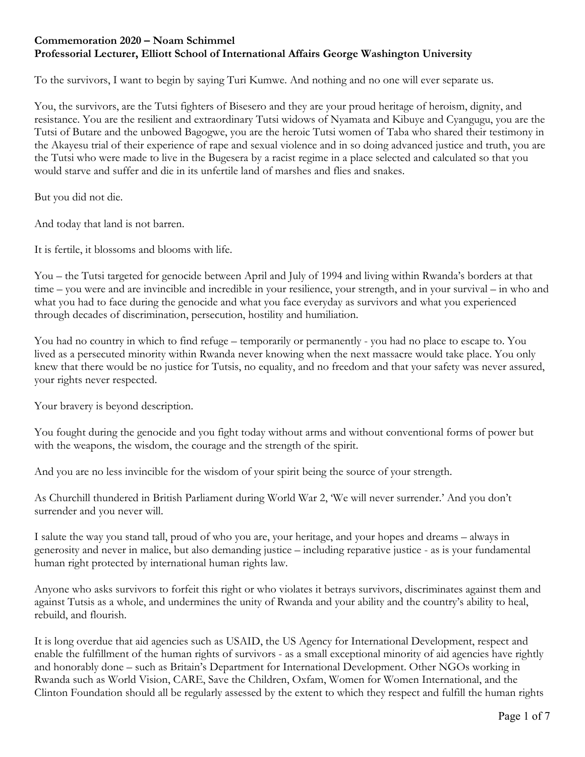**Commemoration 2020 – Noam Schimmel**
**Professorial Lecturer, Elliott School of International Affairs George Washington University**

To the survivors, I want to begin by saying Turi Kumwe. And nothing and no one will ever separate us.

You, the survivors, are the Tutsi fighters of Bisesero and they are your proud heritage of heroism, dignity, and resistance. You are the resilient and extraordinary Tutsi widows of Nyamata and Kibuye and Cyangugu, you are the Tutsi of Butare and the unbowed Bagogwe, you are the heroic Tutsi women of Taba who shared their testimony in the Akayesu trial of their experience of rape and sexual violence and in so doing advanced justice and truth, you are the Tutsi who were made to live in the Bugesera by a racist regime in a place selected and calculated so that you would starve and suffer and die in its unfertile land of marshes and flies and snakes.

But you did not die.

And today that land is not barren.

It is fertile, it blossoms and blooms with life.

You – the Tutsi targeted for genocide between April and July of 1994 and living within Rwanda's borders at that time – you were and are invincible and incredible in your resilience, your strength, and in your survival – in who and what you had to face during the genocide and what you face everyday as survivors and what you experienced through decades of discrimination, persecution, hostility and humiliation.

You had no country in which to find refuge – temporarily or permanently - you had no place to escape to. You lived as a persecuted minority within Rwanda never knowing when the next massacre would take place. You only knew that there would be no justice for Tutsis, no equality, and no freedom and that your safety was never assured, your rights never respected.

Your bravery is beyond description.

You fought during the genocide and you fight today without arms and without conventional forms of power but with the weapons, the wisdom, the courage and the strength of the spirit.

And you are no less invincible for the wisdom of your spirit being the source of your strength.

As Churchill thundered in British Parliament during World War 2, 'We will never surrender.' And you don't surrender and you never will.

I salute the way you stand tall, proud of who you are, your heritage, and your hopes and dreams – always in generosity and never in malice, but also demanding justice – including reparative justice - as is your fundamental human right protected by international human rights law.

Anyone who asks survivors to forfeit this right or who violates it betrays survivors, discriminates against them and against Tutsis as a whole, and undermines the unity of Rwanda and your ability and the country's ability to heal, rebuild, and flourish.

It is long overdue that aid agencies such as USAID, the US Agency for International Development, respect and enable the fulfillment of the human rights of survivors - as a small exceptional minority of aid agencies have rightly and honorably done – such as Britain's Department for International Development. Other NGOs working in Rwanda such as World Vision, CARE, Save the Children, Oxfam, Women for Women International, and the Clinton Foundation should all be regularly assessed by the extent to which they respect and fulfill the human rights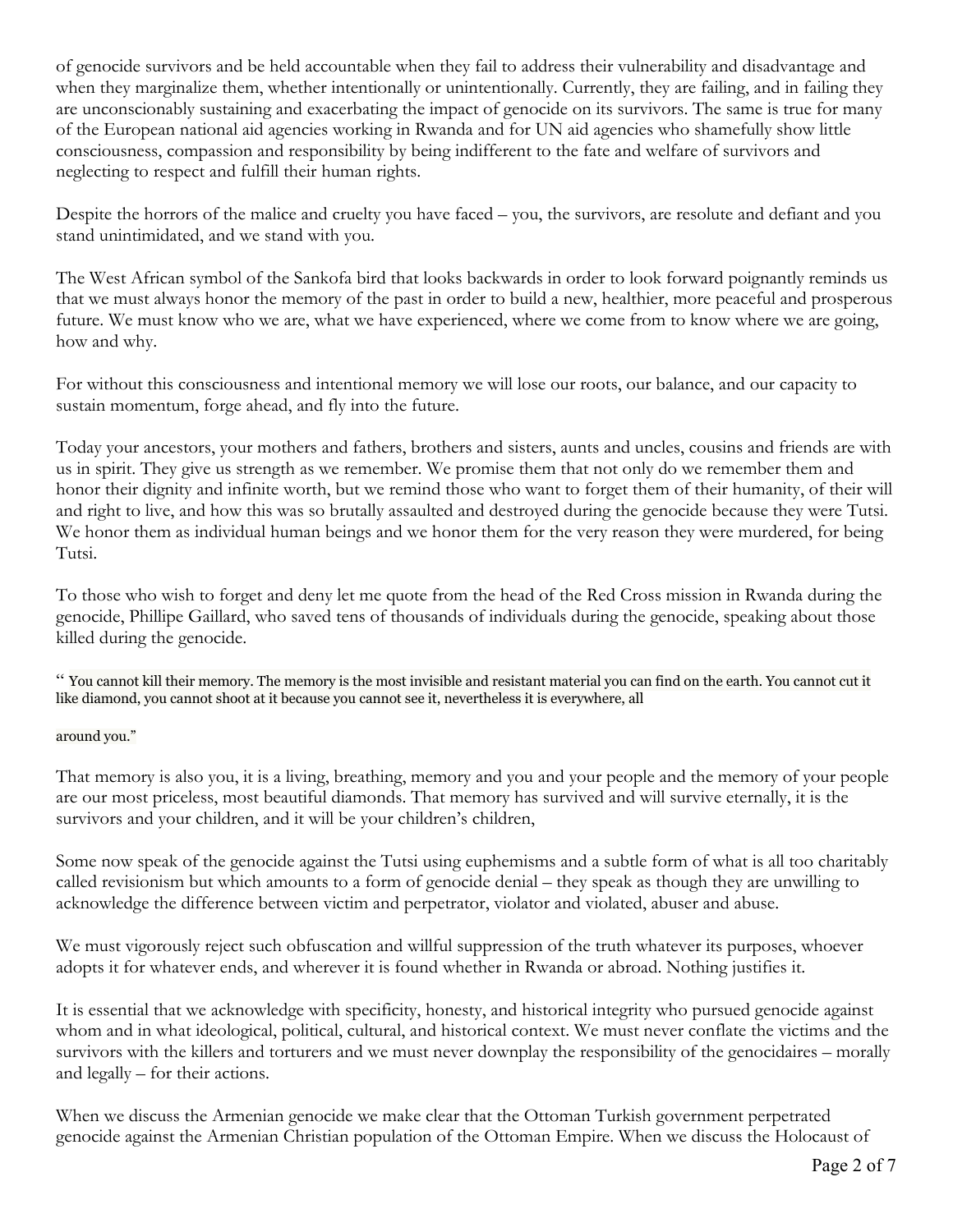of genocide survivors and be held accountable when they fail to address their vulnerability and disadvantage and when they marginalize them, whether intentionally or unintentionally. Currently, they are failing, and in failing they are unconscionably sustaining and exacerbating the impact of genocide on its survivors. The same is true for many of the European national aid agencies working in Rwanda and for UN aid agencies who shamefully show little consciousness, compassion and responsibility by being indifferent to the fate and welfare of survivors and neglecting to respect and fulfill their human rights.

Despite the horrors of the malice and cruelty you have faced – you, the survivors, are resolute and defiant and you stand unintimidated, and we stand with you.

The West African symbol of the Sankofa bird that looks backwards in order to look forward poignantly reminds us that we must always honor the memory of the past in order to build a new, healthier, more peaceful and prosperous future. We must know who we are, what we have experienced, where we come from to know where we are going, how and why.

For without this consciousness and intentional memory we will lose our roots, our balance, and our capacity to sustain momentum, forge ahead, and fly into the future.

Today your ancestors, your mothers and fathers, brothers and sisters, aunts and uncles, cousins and friends are with us in spirit. They give us strength as we remember. We promise them that not only do we remember them and honor their dignity and infinite worth, but we remind those who want to forget them of their humanity, of their will and right to live, and how this was so brutally assaulted and destroyed during the genocide because they were Tutsi. We honor them as individual human beings and we honor them for the very reason they were murdered, for being Tutsi.

To those who wish to forget and deny let me quote from the head of the Red Cross mission in Rwanda during the genocide, Phillipe Gaillard, who saved tens of thousands of individuals during the genocide, speaking about those killed during the genocide.

" You cannot kill their memory. The memory is the most invisible and resistant material you can find on the earth. You cannot cut it like diamond, you cannot shoot at it because you cannot see it, nevertheless it is everywhere, all around you."

That memory is also you, it is a living, breathing, memory and you and your people and the memory of your people are our most priceless, most beautiful diamonds. That memory has survived and will survive eternally, it is the survivors and your children, and it will be your children's children,

Some now speak of the genocide against the Tutsi using euphemisms and a subtle form of what is all too charitably called revisionism but which amounts to a form of genocide denial – they speak as though they are unwilling to acknowledge the difference between victim and perpetrator, violator and violated, abuser and abuse.

We must vigorously reject such obfuscation and willful suppression of the truth whatever its purposes, whoever adopts it for whatever ends, and wherever it is found whether in Rwanda or abroad. Nothing justifies it.

It is essential that we acknowledge with specificity, honesty, and historical integrity who pursued genocide against whom and in what ideological, political, cultural, and historical context. We must never conflate the victims and the survivors with the killers and torturers and we must never downplay the responsibility of the genocidaires – morally and legally – for their actions.

When we discuss the Armenian genocide we make clear that the Ottoman Turkish government perpetrated genocide against the Armenian Christian population of the Ottoman Empire. When we discuss the Holocaust of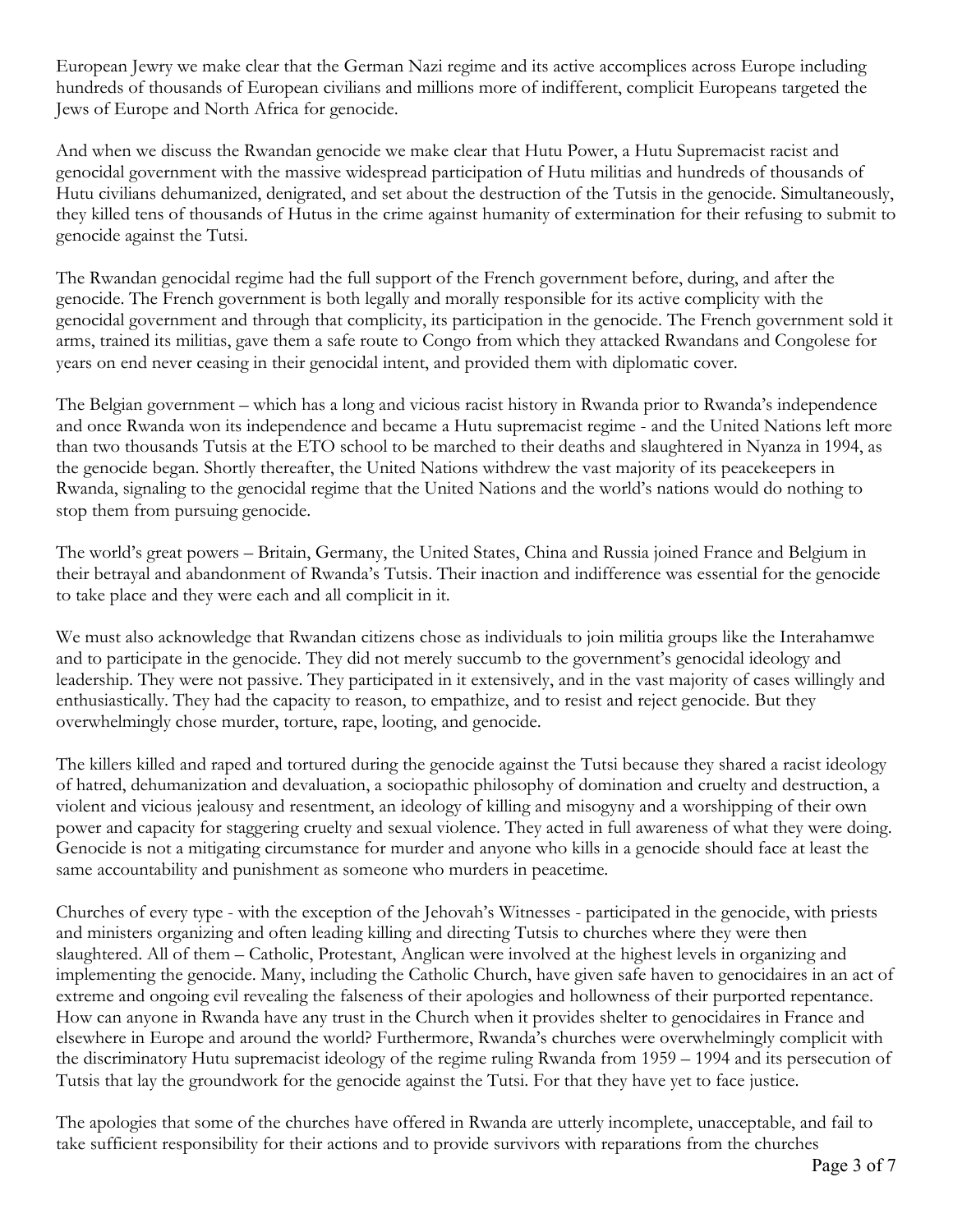European Jewry we make clear that the German Nazi regime and its active accomplices across Europe including hundreds of thousands of European civilians and millions more of indifferent, complicit Europeans targeted the Jews of Europe and North Africa for genocide.

And when we discuss the Rwandan genocide we make clear that Hutu Power, a Hutu Supremacist racist and genocidal government with the massive widespread participation of Hutu militias and hundreds of thousands of Hutu civilians dehumanized, denigrated, and set about the destruction of the Tutsis in the genocide. Simultaneously, they killed tens of thousands of Hutus in the crime against humanity of extermination for their refusing to submit to genocide against the Tutsi.

The Rwandan genocidal regime had the full support of the French government before, during, and after the genocide. The French government is both legally and morally responsible for its active complicity with the genocidal government and through that complicity, its participation in the genocide. The French government sold it arms, trained its militias, gave them a safe route to Congo from which they attacked Rwandans and Congolese for years on end never ceasing in their genocidal intent, and provided them with diplomatic cover.

The Belgian government – which has a long and vicious racist history in Rwanda prior to Rwanda's independence and once Rwanda won its independence and became a Hutu supremacist regime - and the United Nations left more than two thousands Tutsis at the ETO school to be marched to their deaths and slaughtered in Nyanza in 1994, as the genocide began. Shortly thereafter, the United Nations withdrew the vast majority of its peacekeepers in Rwanda, signaling to the genocidal regime that the United Nations and the world's nations would do nothing to stop them from pursuing genocide.

The world's great powers – Britain, Germany, the United States, China and Russia joined France and Belgium in their betrayal and abandonment of Rwanda's Tutsis. Their inaction and indifference was essential for the genocide to take place and they were each and all complicit in it.

We must also acknowledge that Rwandan citizens chose as individuals to join militia groups like the Interahamwe and to participate in the genocide. They did not merely succumb to the government's genocidal ideology and leadership. They were not passive. They participated in it extensively, and in the vast majority of cases willingly and enthusiastically. They had the capacity to reason, to empathize, and to resist and reject genocide. But they overwhelmingly chose murder, torture, rape, looting, and genocide.

The killers killed and raped and tortured during the genocide against the Tutsi because they shared a racist ideology of hatred, dehumanization and devaluation, a sociopathic philosophy of domination and cruelty and destruction, a violent and vicious jealousy and resentment, an ideology of killing and misogyny and a worshipping of their own power and capacity for staggering cruelty and sexual violence. They acted in full awareness of what they were doing. Genocide is not a mitigating circumstance for murder and anyone who kills in a genocide should face at least the same accountability and punishment as someone who murders in peacetime.

Churches of every type - with the exception of the Jehovah's Witnesses - participated in the genocide, with priests and ministers organizing and often leading killing and directing Tutsis to churches where they were then slaughtered. All of them – Catholic, Protestant, Anglican were involved at the highest levels in organizing and implementing the genocide. Many, including the Catholic Church, have given safe haven to genocidaires in an act of extreme and ongoing evil revealing the falseness of their apologies and hollowness of their purported repentance. How can anyone in Rwanda have any trust in the Church when it provides shelter to genocidaires in France and elsewhere in Europe and around the world? Furthermore, Rwanda's churches were overwhelmingly complicit with the discriminatory Hutu supremacist ideology of the regime ruling Rwanda from 1959 – 1994 and its persecution of Tutsis that lay the groundwork for the genocide against the Tutsi. For that they have yet to face justice.

The apologies that some of the churches have offered in Rwanda are utterly incomplete, unacceptable, and fail to take sufficient responsibility for their actions and to provide survivors with reparations from the churches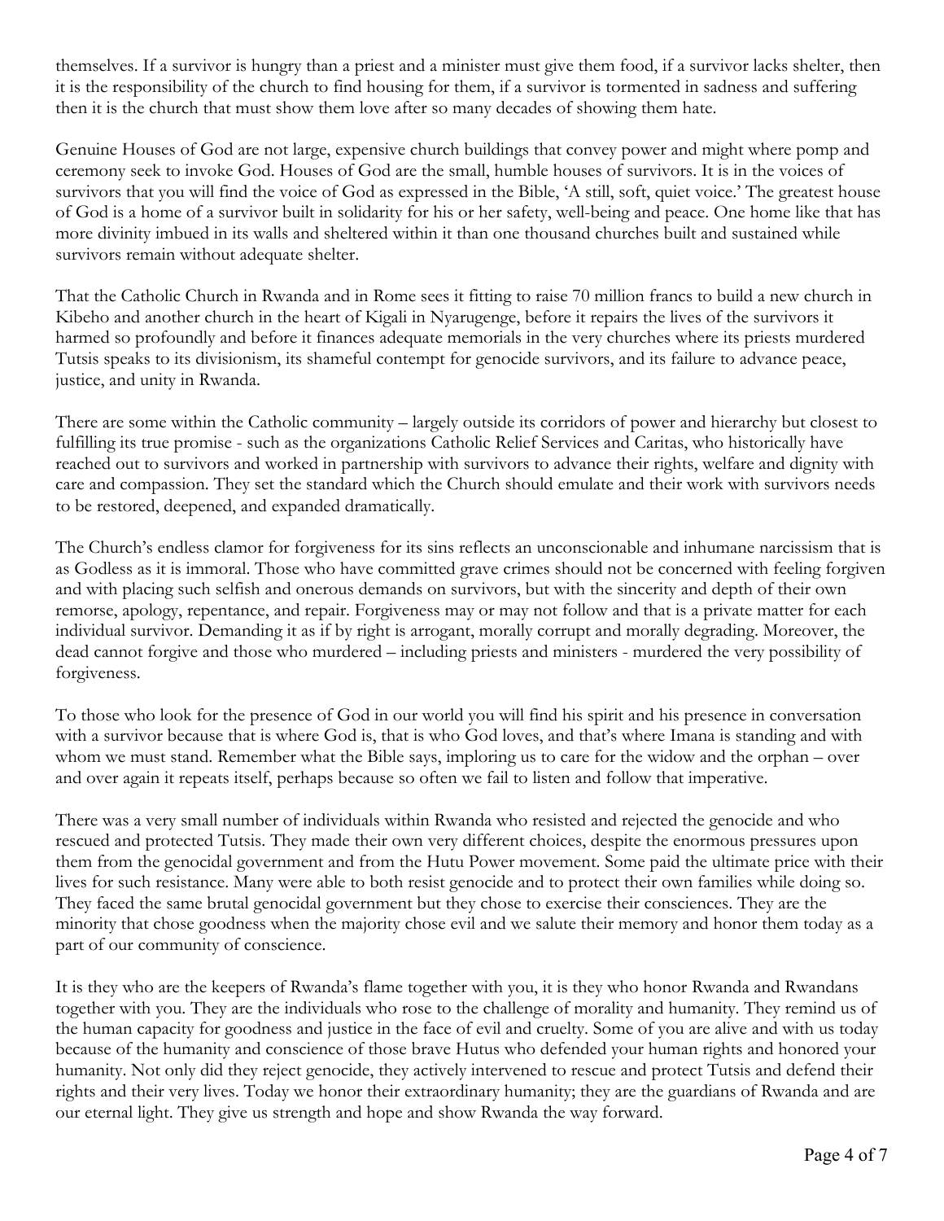themselves. If a survivor is hungry than a priest and a minister must give them food, if a survivor lacks shelter, then it is the responsibility of the church to find housing for them, if a survivor is tormented in sadness and suffering then it is the church that must show them love after so many decades of showing them hate.

Genuine Houses of God are not large, expensive church buildings that convey power and might where pomp and ceremony seek to invoke God. Houses of God are the small, humble houses of survivors. It is in the voices of survivors that you will find the voice of God as expressed in the Bible, 'A still, soft, quiet voice.' The greatest house of God is a home of a survivor built in solidarity for his or her safety, well-being and peace. One home like that has more divinity imbued in its walls and sheltered within it than one thousand churches built and sustained while survivors remain without adequate shelter.

That the Catholic Church in Rwanda and in Rome sees it fitting to raise 70 million francs to build a new church in Kibeho and another church in the heart of Kigali in Nyarugenge, before it repairs the lives of the survivors it harmed so profoundly and before it finances adequate memorials in the very churches where its priests murdered Tutsis speaks to its divisionism, its shameful contempt for genocide survivors, and its failure to advance peace, justice, and unity in Rwanda.

There are some within the Catholic community – largely outside its corridors of power and hierarchy but closest to fulfilling its true promise - such as the organizations Catholic Relief Services and Caritas, who historically have reached out to survivors and worked in partnership with survivors to advance their rights, welfare and dignity with care and compassion. They set the standard which the Church should emulate and their work with survivors needs to be restored, deepened, and expanded dramatically.

The Church's endless clamor for forgiveness for its sins reflects an unconscionable and inhumane narcissism that is as Godless as it is immoral. Those who have committed grave crimes should not be concerned with feeling forgiven and with placing such selfish and onerous demands on survivors, but with the sincerity and depth of their own remorse, apology, repentance, and repair. Forgiveness may or may not follow and that is a private matter for each individual survivor. Demanding it as if by right is arrogant, morally corrupt and morally degrading. Moreover, the dead cannot forgive and those who murdered – including priests and ministers - murdered the very possibility of forgiveness.

To those who look for the presence of God in our world you will find his spirit and his presence in conversation with a survivor because that is where God is, that is who God loves, and that's where Imana is standing and with whom we must stand. Remember what the Bible says, imploring us to care for the widow and the orphan – over and over again it repeats itself, perhaps because so often we fail to listen and follow that imperative.

There was a very small number of individuals within Rwanda who resisted and rejected the genocide and who rescued and protected Tutsis. They made their own very different choices, despite the enormous pressures upon them from the genocidal government and from the Hutu Power movement. Some paid the ultimate price with their lives for such resistance. Many were able to both resist genocide and to protect their own families while doing so. They faced the same brutal genocidal government but they chose to exercise their consciences. They are the minority that chose goodness when the majority chose evil and we salute their memory and honor them today as a part of our community of conscience.

It is they who are the keepers of Rwanda's flame together with you, it is they who honor Rwanda and Rwandans together with you. They are the individuals who rose to the challenge of morality and humanity. They remind us of the human capacity for goodness and justice in the face of evil and cruelty. Some of you are alive and with us today because of the humanity and conscience of those brave Hutus who defended your human rights and honored your humanity. Not only did they reject genocide, they actively intervened to rescue and protect Tutsis and defend their rights and their very lives. Today we honor their extraordinary humanity; they are the guardians of Rwanda and are our eternal light. They give us strength and hope and show Rwanda the way forward.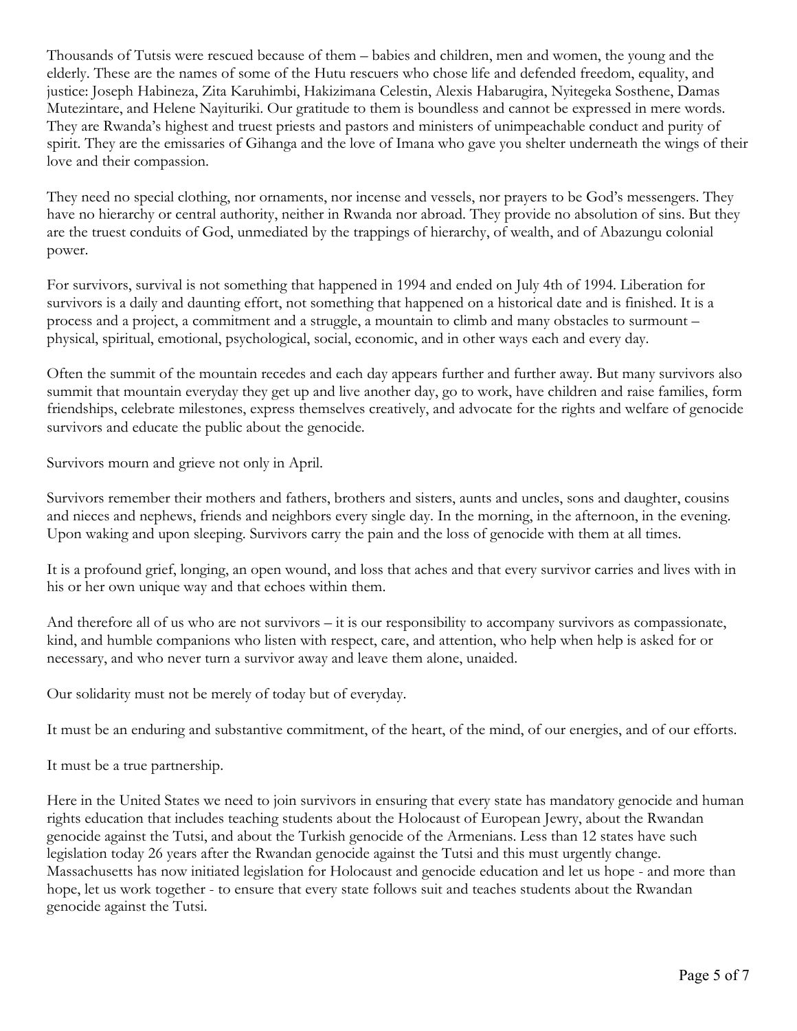Thousands of Tutsis were rescued because of them – babies and children, men and women, the young and the elderly. These are the names of some of the Hutu rescuers who chose life and defended freedom, equality, and justice: Joseph Habineza, Zita Karuhimbi, Hakizimana Celestin, Alexis Habarugira, Nyitegeka Sosthene, Damas Mutezintare, and Helene Nayituriki. Our gratitude to them is boundless and cannot be expressed in mere words. They are Rwanda's highest and truest priests and pastors and ministers of unimpeachable conduct and purity of spirit. They are the emissaries of Gihanga and the love of Imana who gave you shelter underneath the wings of their love and their compassion.

They need no special clothing, nor ornaments, nor incense and vessels, nor prayers to be God's messengers. They have no hierarchy or central authority, neither in Rwanda nor abroad. They provide no absolution of sins. But they are the truest conduits of God, unmediated by the trappings of hierarchy, of wealth, and of Abazungu colonial power.

For survivors, survival is not something that happened in 1994 and ended on July 4th of 1994. Liberation for survivors is a daily and daunting effort, not something that happened on a historical date and is finished. It is a process and a project, a commitment and a struggle, a mountain to climb and many obstacles to surmount – physical, spiritual, emotional, psychological, social, economic, and in other ways each and every day.

Often the summit of the mountain recedes and each day appears further and further away. But many survivors also summit that mountain everyday they get up and live another day, go to work, have children and raise families, form friendships, celebrate milestones, express themselves creatively, and advocate for the rights and welfare of genocide survivors and educate the public about the genocide.

Survivors mourn and grieve not only in April.

Survivors remember their mothers and fathers, brothers and sisters, aunts and uncles, sons and daughter, cousins and nieces and nephews, friends and neighbors every single day. In the morning, in the afternoon, in the evening. Upon waking and upon sleeping. Survivors carry the pain and the loss of genocide with them at all times.

It is a profound grief, longing, an open wound, and loss that aches and that every survivor carries and lives with in his or her own unique way and that echoes within them.

And therefore all of us who are not survivors – it is our responsibility to accompany survivors as compassionate, kind, and humble companions who listen with respect, care, and attention, who help when help is asked for or necessary, and who never turn a survivor away and leave them alone, unaided.

Our solidarity must not be merely of today but of everyday.

It must be an enduring and substantive commitment, of the heart, of the mind, of our energies, and of our efforts.

It must be a true partnership.

Here in the United States we need to join survivors in ensuring that every state has mandatory genocide and human rights education that includes teaching students about the Holocaust of European Jewry, about the Rwandan genocide against the Tutsi, and about the Turkish genocide of the Armenians. Less than 12 states have such legislation today 26 years after the Rwandan genocide against the Tutsi and this must urgently change. Massachusetts has now initiated legislation for Holocaust and genocide education and let us hope - and more than hope, let us work together - to ensure that every state follows suit and teaches students about the Rwandan genocide against the Tutsi.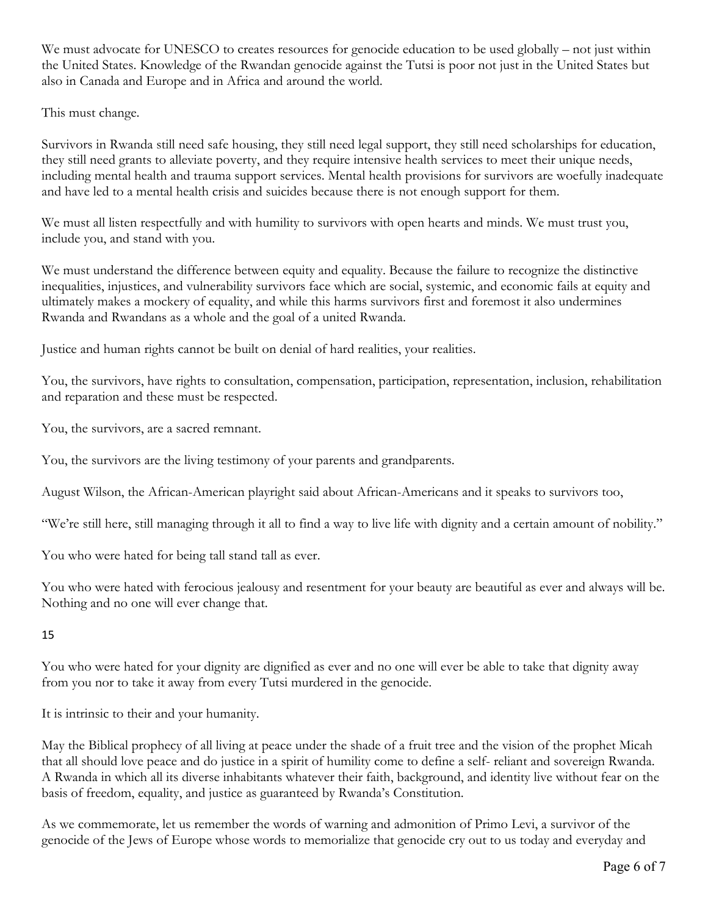We must advocate for UNESCO to creates resources for genocide education to be used globally – not just within the United States. Knowledge of the Rwandan genocide against the Tutsi is poor not just in the United States but also in Canada and Europe and in Africa and around the world.

This must change.

Survivors in Rwanda still need safe housing, they still need legal support, they still need scholarships for education, they still need grants to alleviate poverty, and they require intensive health services to meet their unique needs, including mental health and trauma support services. Mental health provisions for survivors are woefully inadequate and have led to a mental health crisis and suicides because there is not enough support for them.

We must all listen respectfully and with humility to survivors with open hearts and minds. We must trust you, include you, and stand with you.

We must understand the difference between equity and equality. Because the failure to recognize the distinctive inequalities, injustices, and vulnerability survivors face which are social, systemic, and economic fails at equity and ultimately makes a mockery of equality, and while this harms survivors first and foremost it also undermines Rwanda and Rwandans as a whole and the goal of a united Rwanda.

Justice and human rights cannot be built on denial of hard realities, your realities.

You, the survivors, have rights to consultation, compensation, participation, representation, inclusion, rehabilitation and reparation and these must be respected.

You, the survivors, are a sacred remnant.

You, the survivors are the living testimony of your parents and grandparents.

August Wilson, the African-American playright said about African-Americans and it speaks to survivors too,

"We're still here, still managing through it all to find a way to live life with dignity and a certain amount of nobility."

You who were hated for being tall stand tall as ever.

You who were hated with ferocious jealousy and resentment for your beauty are beautiful as ever and always will be. Nothing and no one will ever change that.

15

You who were hated for your dignity are dignified as ever and no one will ever be able to take that dignity away from you nor to take it away from every Tutsi murdered in the genocide.

It is intrinsic to their and your humanity.

May the Biblical prophecy of all living at peace under the shade of a fruit tree and the vision of the prophet Micah that all should love peace and do justice in a spirit of humility come to define a self- reliant and sovereign Rwanda. A Rwanda in which all its diverse inhabitants whatever their faith, background, and identity live without fear on the basis of freedom, equality, and justice as guaranteed by Rwanda's Constitution.

As we commemorate, let us remember the words of warning and admonition of Primo Levi, a survivor of the genocide of the Jews of Europe whose words to memorialize that genocide cry out to us today and everyday and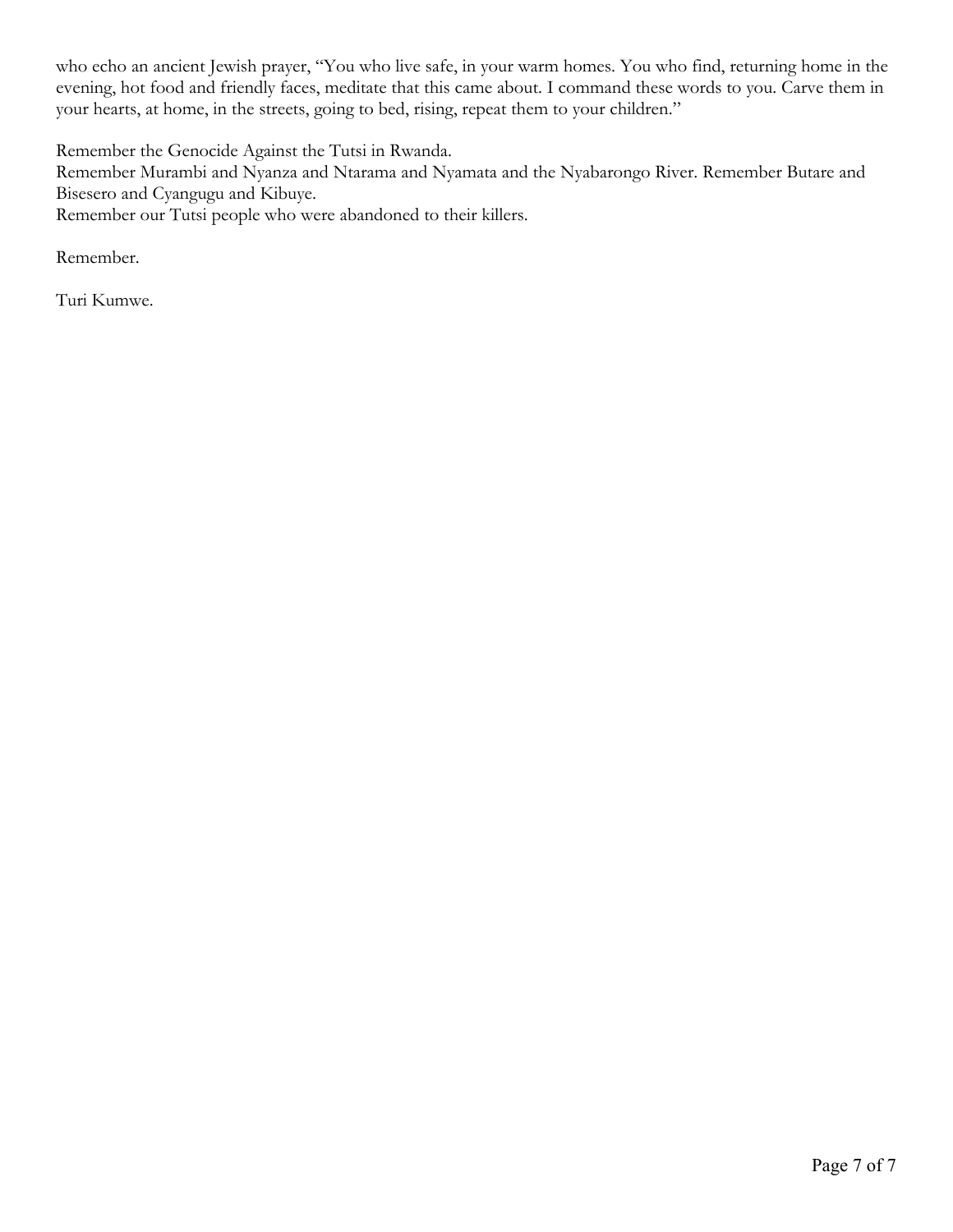who echo an ancient Jewish prayer, "You who live safe, in your warm homes. You who find, returning home in the evening, hot food and friendly faces, meditate that this came about. I command these words to you. Carve them in your hearts, at home, in the streets, going to bed, rising, repeat them to your children."

Remember the Genocide Against the Tutsi in Rwanda.
Remember Murambi and Nyanza and Ntarama and Nyamata and the Nyabarongo River. Remember Butare and Bisesero and Cyangugu and Kibuye.
Remember our Tutsi people who were abandoned to their killers.

Remember.

Turi Kumwe.